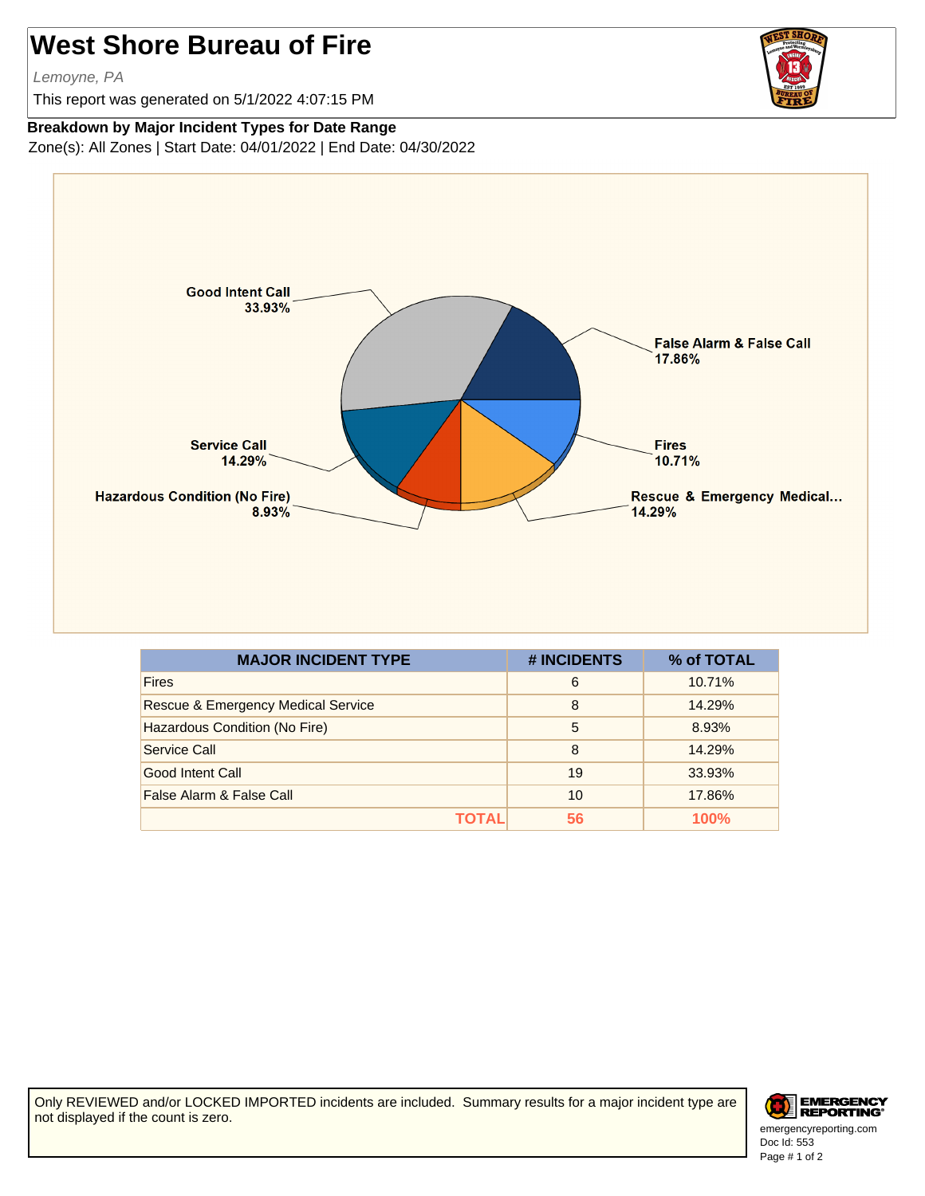# West Shore Bureau of Fire

*Lemoyne, PA*

This report was generated on 5/1/2022 4:07:15 PM

**Breakdown by Major Incident Types for Date Range**

Zone(s): All Zones | Start Date: 04/01/2022 | End Date: 04/30/2022

| MAJOR INCIDENT TYPE | # INCIDENTS | % of TOTAL |
|---|---|---|
| Fires | 6 | 10.71% |
| Rescue & Emergency Medical Service | 8 | 14.29% |
| Hazardous Condition (No Fire) | 5 | 8.93% |
| Service Call | 8 | 14.29% |
| Good Intent Call | 19 | 33.93% |
| False Alarm & False Call | 10 | 17.86% |
| **TOTAL** | **56** | **100%** |

Only REVIEWED and/or LOCKED IMPORTED incidents are included. Summary results for a major incident type are not displayed if the count is zero.

emergencyreporting.com
Doc Id: 553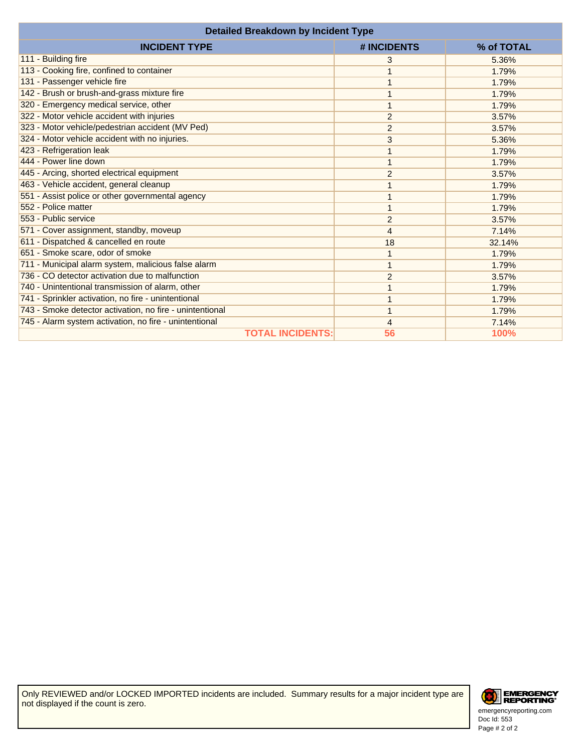| Detailed Breakdown by Incident Type | | |
|---|---|---|
| **INCIDENT TYPE** | **# INCIDENTS** | **% of TOTAL** |
| 111 - Building fire | 3 | 5.36% |
| 113 - Cooking fire, confined to container | 1 | 1.79% |
| 131 - Passenger vehicle fire | 1 | 1.79% |
| 142 - Brush or brush-and-grass mixture fire | 1 | 1.79% |
| 320 - Emergency medical service, other | 1 | 1.79% |
| 322 - Motor vehicle accident with injuries | 2 | 3.57% |
| 323 - Motor vehicle/pedestrian accident (MV Ped) | 2 | 3.57% |
| 324 - Motor vehicle accident with no injuries. | 3 | 5.36% |
| 423 - Refrigeration leak | 1 | 1.79% |
| 444 - Power line down | 1 | 1.79% |
| 445 - Arcing, shorted electrical equipment | 2 | 3.57% |
| 463 - Vehicle accident, general cleanup | 1 | 1.79% |
| 551 - Assist police or other governmental agency | 1 | 1.79% |
| 552 - Police matter | 1 | 1.79% |
| 553 - Public service | 2 | 3.57% |
| 571 - Cover assignment, standby, moveup | 4 | 7.14% |
| 611 - Dispatched & cancelled en route | 18 | 32.14% |
| 651 - Smoke scare, odor of smoke | 1 | 1.79% |
| 711 - Municipal alarm system, malicious false alarm | 1 | 1.79% |
| 736 - CO detector activation due to malfunction | 2 | 3.57% |
| 740 - Unintentional transmission of alarm, other | 1 | 1.79% |
| 741 - Sprinkler activation, no fire - unintentional | 1 | 1.79% |
| 743 - Smoke detector activation, no fire - unintentional | 1 | 1.79% |
| 745 - Alarm system activation, no fire - unintentional | 4 | 7.14% |
| **TOTAL INCIDENTS:** | **56** | **100%** |

Only REVIEWED and/or LOCKED IMPORTED incidents are included. Summary results for a major incident type are not displayed if the count is zero.

EMERGENCY REPORTING®
emergencyreporting.com
Doc Id: 553